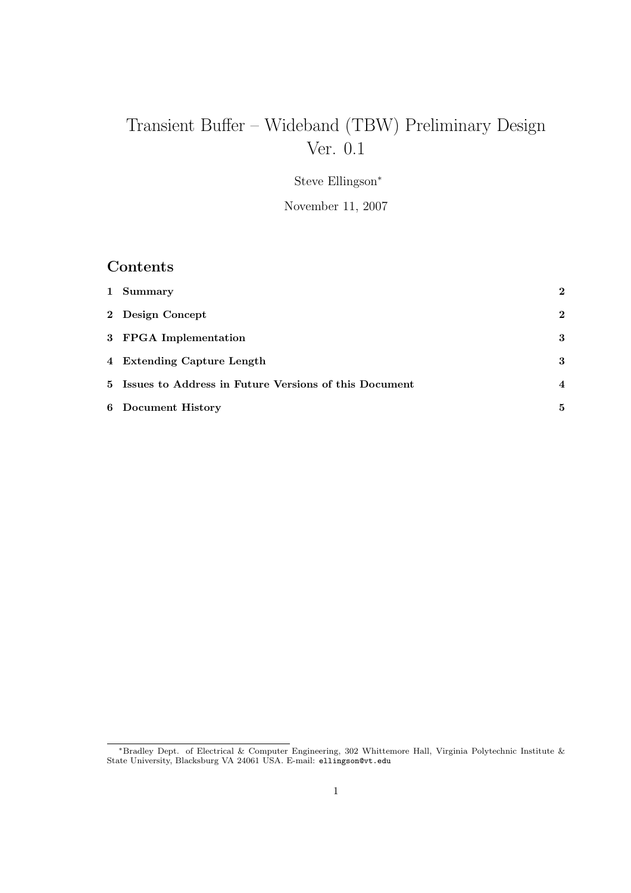# Transient Buffer – Wideband (TBW) Preliminary Design
Ver. 0.1

Steve Ellingson*

November 11, 2007

## Contents

| | | |
|---|---|---|
| 1 | **Summary** | **2** |
| 2 | **Design Concept** | **2** |
| 3 | **FPGA Implementation** | **3** |
| 4 | **Extending Capture Length** | **3** |
| 5 | **Issues to Address in Future Versions of this Document** | **4** |
| 6 | **Document History** | **5** |

*Bradley Dept. of Electrical & Computer Engineering, 302 Whittemore Hall, Virginia Polytechnic Institute & State University, Blacksburg VA 24061 USA. E-mail: `ellingson@vt.edu`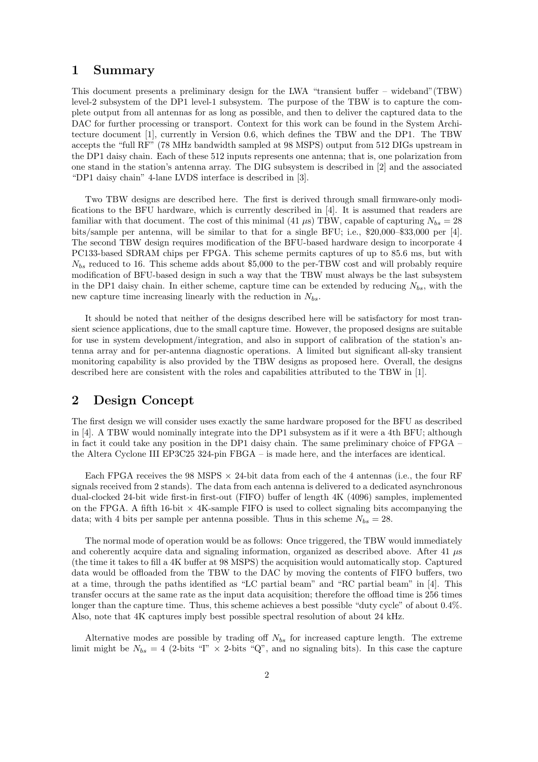## 1 Summary

This document presents a preliminary design for the LWA "transient buffer – wideband"(TBW) level-2 subsystem of the DP1 level-1 subsystem. The purpose of the TBW is to capture the complete output from all antennas for as long as possible, and then to deliver the captured data to the DAC for further processing or transport. Context for this work can be found in the System Architecture document [1], currently in Version 0.6, which defines the TBW and the DP1. The TBW accepts the "full RF" (78 MHz bandwidth sampled at 98 MSPS) output from 512 DIGs upstream in the DP1 daisy chain. Each of these 512 inputs represents one antenna; that is, one polarization from one stand in the station's antenna array. The DIG subsystem is described in [2] and the associated "DP1 daisy chain" 4-lane LVDS interface is described in [3].

Two TBW designs are described here. The first is derived through small firmware-only modifications to the BFU hardware, which is currently described in [4]. It is assumed that readers are familiar with that document. The cost of this minimal (41 $\mu$s) TBW, capable of capturing $N_{bs} = 28$ bits/sample per antenna, will be similar to that for a single BFU; i.e., \$20,000–\$33,000 per [4]. The second TBW design requires modification of the BFU-based hardware design to incorporate 4 PC133-based SDRAM chips per FPGA. This scheme permits captures of up to 85.6 ms, but with $N_{bs}$ reduced to 16. This scheme adds about \$5,000 to the per-TBW cost and will probably require modification of BFU-based design in such a way that the TBW must always be the last subsystem in the DP1 daisy chain. In either scheme, capture time can be extended by reducing $N_{bs}$, with the new capture time increasing linearly with the reduction in $N_{bs}$.

It should be noted that neither of the designs described here will be satisfactory for most transient science applications, due to the small capture time. However, the proposed designs are suitable for use in system development/integration, and also in support of calibration of the station's antenna array and for per-antenna diagnostic operations. A limited but significant all-sky transient monitoring capability is also provided by the TBW designs as proposed here. Overall, the designs described here are consistent with the roles and capabilities attributed to the TBW in [1].

## 2 Design Concept

The first design we will consider uses exactly the same hardware proposed for the BFU as described in [4]. A TBW would nominally integrate into the DP1 subsystem as if it were a 4th BFU; although in fact it could take any position in the DP1 daisy chain. The same preliminary choice of FPGA – the Altera Cyclone III EP3C25 324-pin FBGA – is made here, and the interfaces are identical.

Each FPGA receives the 98 MSPS × 24-bit data from each of the 4 antennas (i.e., the four RF signals received from 2 stands). The data from each antenna is delivered to a dedicated asynchronous dual-clocked 24-bit wide first-in first-out (FIFO) buffer of length 4K (4096) samples, implemented on the FPGA. A fifth 16-bit × 4K-sample FIFO is used to collect signaling bits accompanying the data; with 4 bits per sample per antenna possible. Thus in this scheme $N_{bs} = 28$.

The normal mode of operation would be as follows: Once triggered, the TBW would immediately and coherently acquire data and signaling information, organized as described above. After 41 $\mu$s (the time it takes to fill a 4K buffer at 98 MSPS) the acquisition would automatically stop. Captured data would be offloaded from the TBW to the DAC by moving the contents of FIFO buffers, two at a time, through the paths identified as "LC partial beam" and "RC partial beam" in [4]. This transfer occurs at the same rate as the input data acquisition; therefore the offload time is 256 times longer than the capture time. Thus, this scheme achieves a best possible "duty cycle" of about 0.4%. Also, note that 4K captures imply best possible spectral resolution of about 24 kHz.

Alternative modes are possible by trading off $N_{bs}$ for increased capture length. The extreme limit might be $N_{bs} = 4$ (2-bits "I" × 2-bits "Q", and no signaling bits). In this case the capture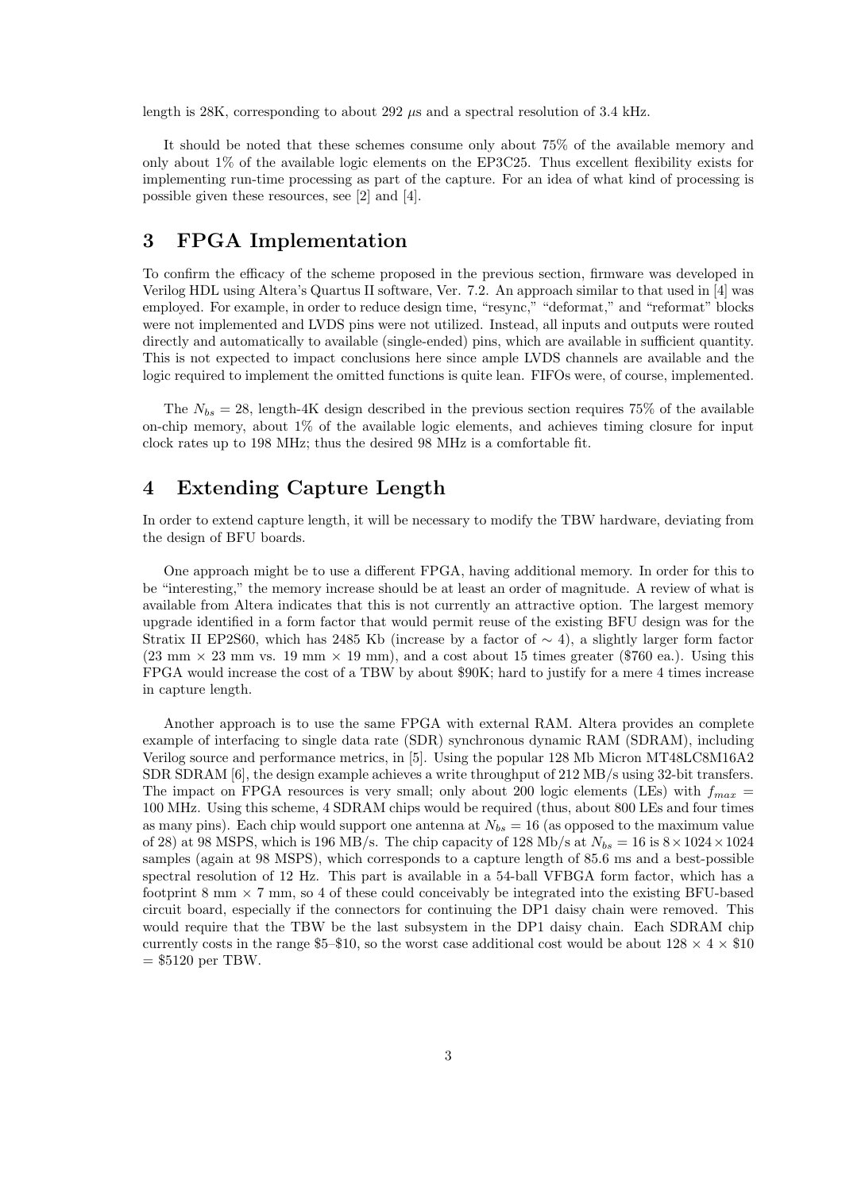length is 28K, corresponding to about 292 $\mu$s and a spectral resolution of 3.4 kHz.

It should be noted that these schemes consume only about 75% of the available memory and only about 1% of the available logic elements on the EP3C25. Thus excellent flexibility exists for implementing run-time processing as part of the capture. For an idea of what kind of processing is possible given these resources, see [2] and [4].

## 3 FPGA Implementation

To confirm the efficacy of the scheme proposed in the previous section, firmware was developed in Verilog HDL using Altera's Quartus II software, Ver. 7.2. An approach similar to that used in [4] was employed. For example, in order to reduce design time, "resync," "deformat," and "reformat" blocks were not implemented and LVDS pins were not utilized. Instead, all inputs and outputs were routed directly and automatically to available (single-ended) pins, which are available in sufficient quantity. This is not expected to impact conclusions here since ample LVDS channels are available and the logic required to implement the omitted functions is quite lean. FIFOs were, of course, implemented.

The $N_{bs} = 28$, length-4K design described in the previous section requires 75% of the available on-chip memory, about 1% of the available logic elements, and achieves timing closure for input clock rates up to 198 MHz; thus the desired 98 MHz is a comfortable fit.

## 4 Extending Capture Length

In order to extend capture length, it will be necessary to modify the TBW hardware, deviating from the design of BFU boards.

One approach might be to use a different FPGA, having additional memory. In order for this to be "interesting," the memory increase should be at least an order of magnitude. A review of what is available from Altera indicates that this is not currently an attractive option. The largest memory upgrade identified in a form factor that would permit reuse of the existing BFU design was for the Stratix II EP2S60, which has 2485 Kb (increase by a factor of $\sim 4$), a slightly larger form factor (23 mm $\times$ 23 mm vs. 19 mm $\times$ 19 mm), and a cost about 15 times greater ($760 ea.). Using this FPGA would increase the cost of a TBW by about $90K; hard to justify for a mere 4 times increase in capture length.

Another approach is to use the same FPGA with external RAM. Altera provides an complete example of interfacing to single data rate (SDR) synchronous dynamic RAM (SDRAM), including Verilog source and performance metrics, in [5]. Using the popular 128 Mb Micron MT48LC8M16A2 SDR SDRAM [6], the design example achieves a write throughput of 212 MB/s using 32-bit transfers. The impact on FPGA resources is very small; only about 200 logic elements (LEs) with $f_{max}$ = 100 MHz. Using this scheme, 4 SDRAM chips would be required (thus, about 800 LEs and four times as many pins). Each chip would support one antenna at $N_{bs} = 16$ (as opposed to the maximum value of 28) at 98 MSPS, which is 196 MB/s. The chip capacity of 128 Mb/s at $N_{bs} = 16$ is $8 \times 1024 \times 1024$ samples (again at 98 MSPS), which corresponds to a capture length of 85.6 ms and a best-possible spectral resolution of 12 Hz. This part is available in a 54-ball VFBGA form factor, which has a footprint 8 mm $\times$ 7 mm, so 4 of these could conceivably be integrated into the existing BFU-based circuit board, especially if the connectors for continuing the DP1 daisy chain were removed. This would require that the TBW be the last subsystem in the DP1 daisy chain. Each SDRAM chip currently costs in the range $5–$10, so the worst case additional cost would be about 128 $\times$ 4 $\times$ $10 = $5120 per TBW.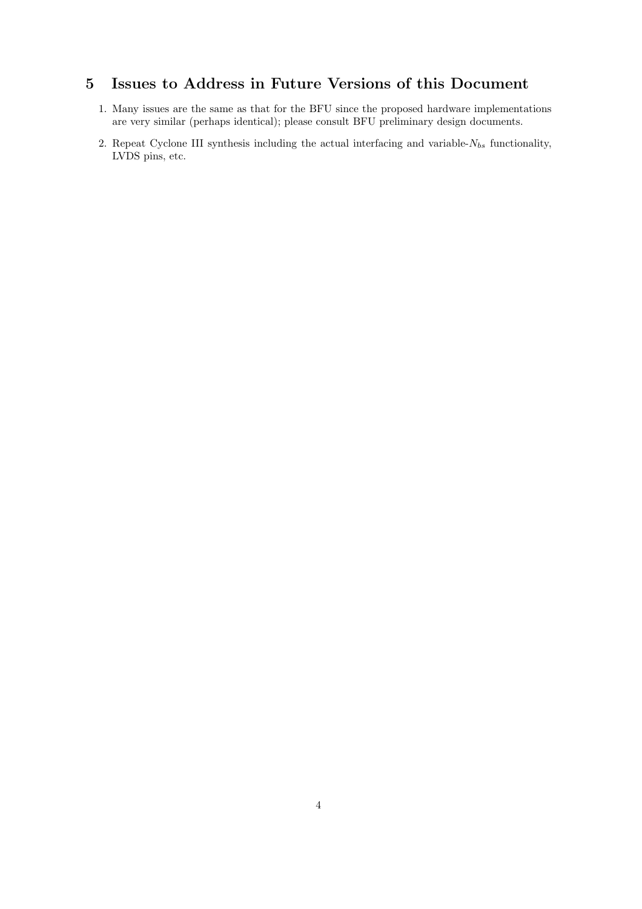## 5 Issues to Address in Future Versions of this Document

1. Many issues are the same as that for the BFU since the proposed hardware implementations are very similar (perhaps identical); please consult BFU preliminary design documents.
2. Repeat Cyclone III synthesis including the actual interfacing and variable-$N_{bs}$ functionality, LVDS pins, etc.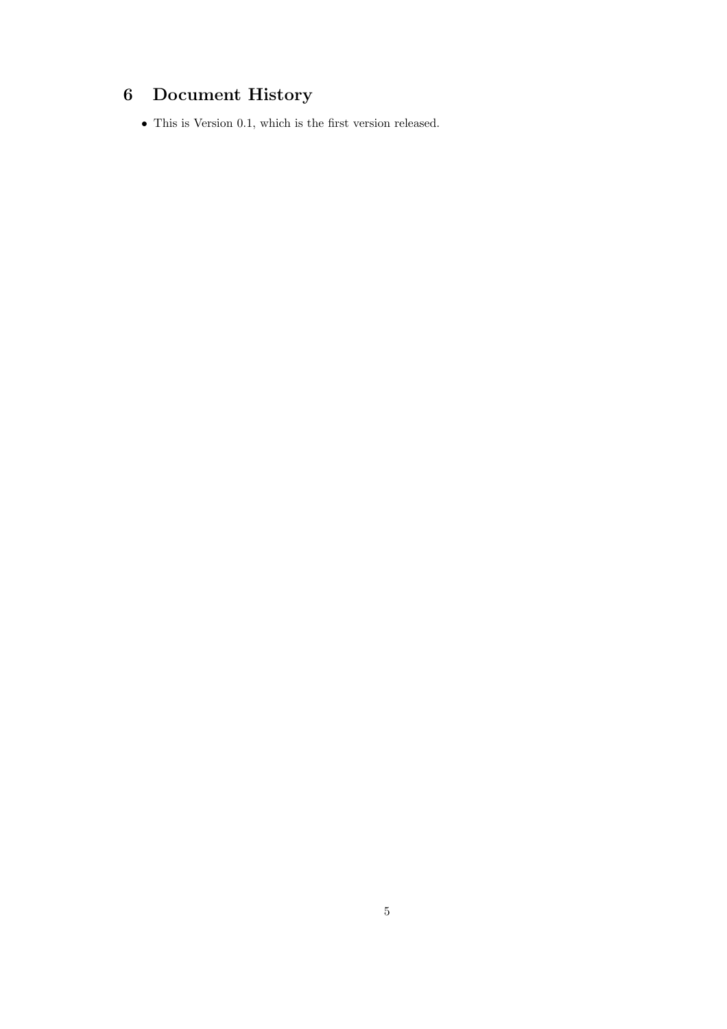## 6 Document History

- This is Version 0.1, which is the first version released.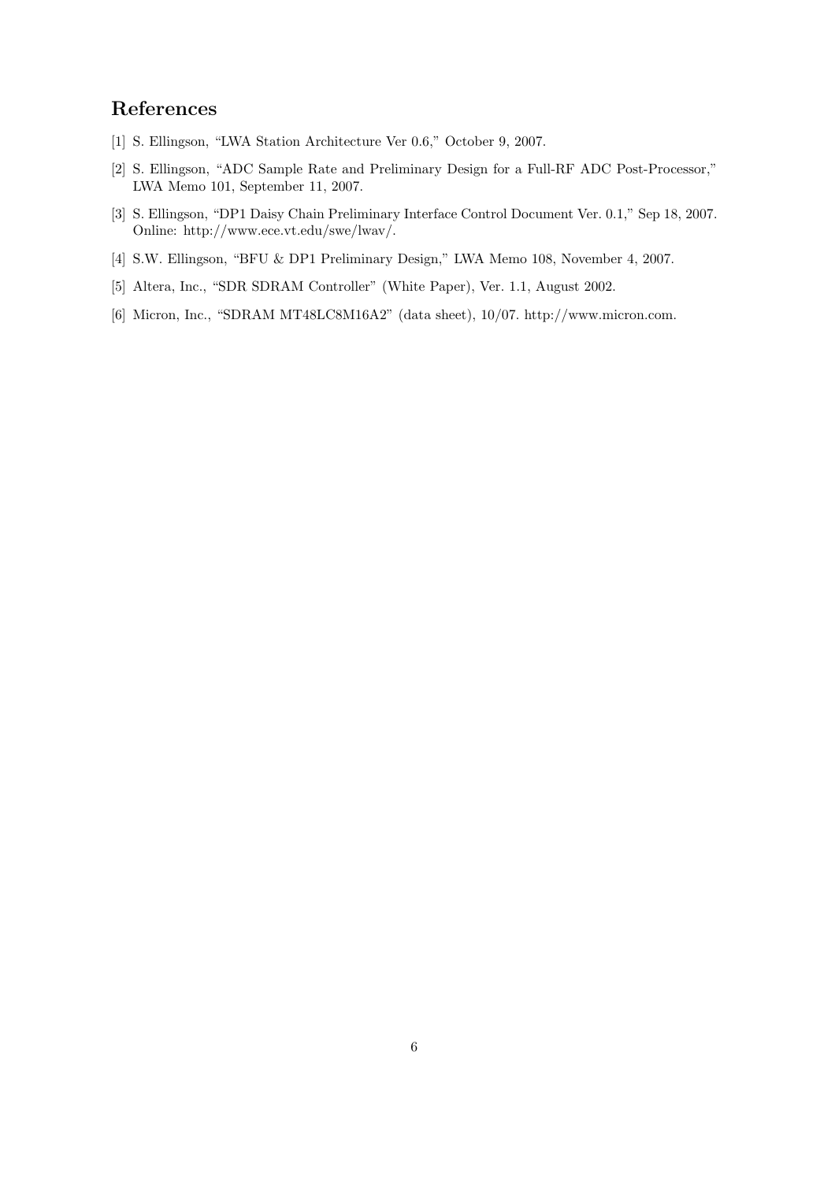## References

[1] S. Ellingson, "LWA Station Architecture Ver 0.6," October 9, 2007.

[2] S. Ellingson, "ADC Sample Rate and Preliminary Design for a Full-RF ADC Post-Processor," LWA Memo 101, September 11, 2007.

[3] S. Ellingson, "DP1 Daisy Chain Preliminary Interface Control Document Ver. 0.1," Sep 18, 2007. Online: http://www.ece.vt.edu/swe/lwav/.

[4] S.W. Ellingson, "BFU & DP1 Preliminary Design," LWA Memo 108, November 4, 2007.

[5] Altera, Inc., "SDR SDRAM Controller" (White Paper), Ver. 1.1, August 2002.

[6] Micron, Inc., "SDRAM MT48LC8M16A2" (data sheet), 10/07. http://www.micron.com.